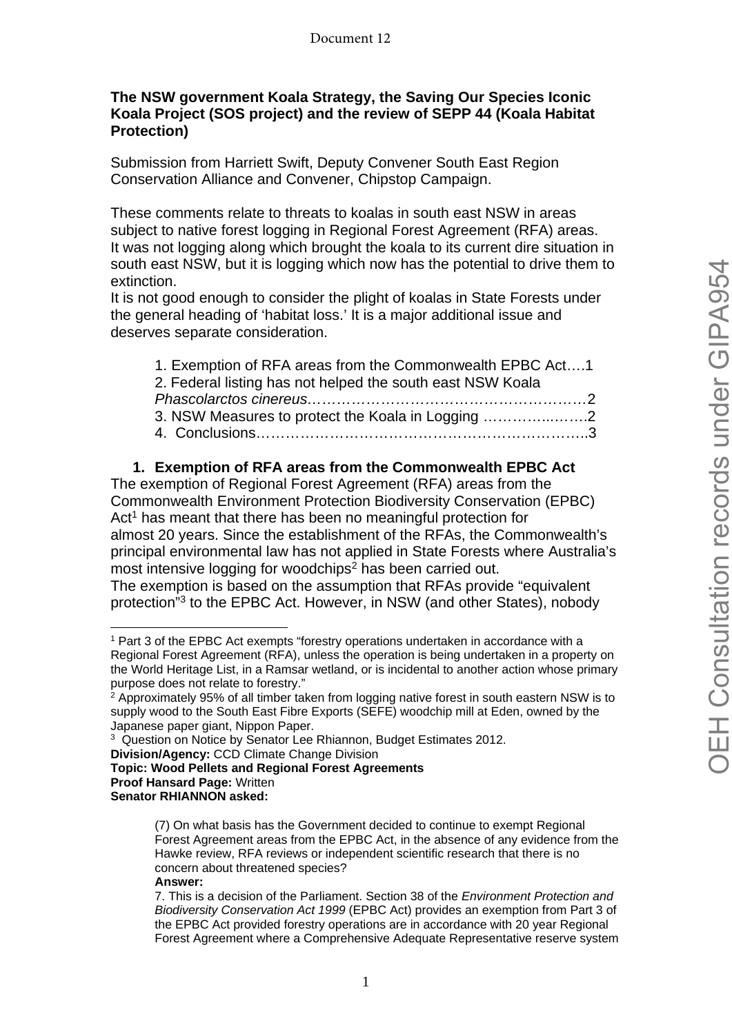Document 12

**The NSW government Koala Strategy, the Saving Our Species Iconic Koala Project (SOS project) and the review of SEPP 44 (Koala Habitat Protection)**

Submission from Harriett Swift, Deputy Convener South East Region Conservation Alliance and Convener, Chipstop Campaign.

These comments relate to threats to koalas in south east NSW in areas subject to native forest logging in Regional Forest Agreement (RFA) areas. It was not logging along which brought the koala to its current dire situation in south east NSW, but it is logging which now has the potential to drive them to extinction.
It is not good enough to consider the plight of koalas in State Forests under the general heading of 'habitat loss.' It is a major additional issue and deserves separate consideration.

1. Exemption of RFA areas from the Commonwealth EPBC Act….1
2. Federal listing has not helped the south east NSW Koala *Phascolarctos cinereus*…………………………………………………2
3. NSW Measures to protect the Koala in Logging ……………..…….2
4. Conclusions…………………………………………………………..3

## 1. Exemption of RFA areas from the Commonwealth EPBC Act

The exemption of Regional Forest Agreement (RFA) areas from the Commonwealth Environment Protection Biodiversity Conservation (EPBC) Act[1] has meant that there has been no meaningful protection for almost 20 years. Since the establishment of the RFAs, the Commonwealth's principal environmental law has not applied in State Forests where Australia's most intensive logging for woodchips[2] has been carried out.
The exemption is based on the assumption that RFAs provide "equivalent protection"[3] to the EPBC Act. However, in NSW (and other States), nobody

---

[1] Part 3 of the EPBC Act exempts "forestry operations undertaken in accordance with a Regional Forest Agreement (RFA), unless the operation is being undertaken in a property on the World Heritage List, in a Ramsar wetland, or is incidental to another action whose primary purpose does not relate to forestry."

[2] Approximately 95% of all timber taken from logging native forest in south eastern NSW is to supply wood to the South East Fibre Exports (SEFE) woodchip mill at Eden, owned by the Japanese paper giant, Nippon Paper.

[3] Question on Notice by Senator Lee Rhiannon, Budget Estimates 2012.
**Division/Agency:** CCD Climate Change Division
**Topic: Wood Pellets and Regional Forest Agreements**
**Proof Hansard Page:** Written
**Senator RHIANNON asked:**

> (7) On what basis has the Government decided to continue to exempt Regional Forest Agreement areas from the EPBC Act, in the absence of any evidence from the Hawke review, RFA reviews or independent scientific research that there is no concern about threatened species?
> **Answer:**
> 7. This is a decision of the Parliament. Section 38 of the *Environment Protection and Biodiversity Conservation Act 1999* (EPBC Act) provides an exemption from Part 3 of the EPBC Act provided forestry operations are in accordance with 20 year Regional Forest Agreement where a Comprehensive Adequate Representative reserve system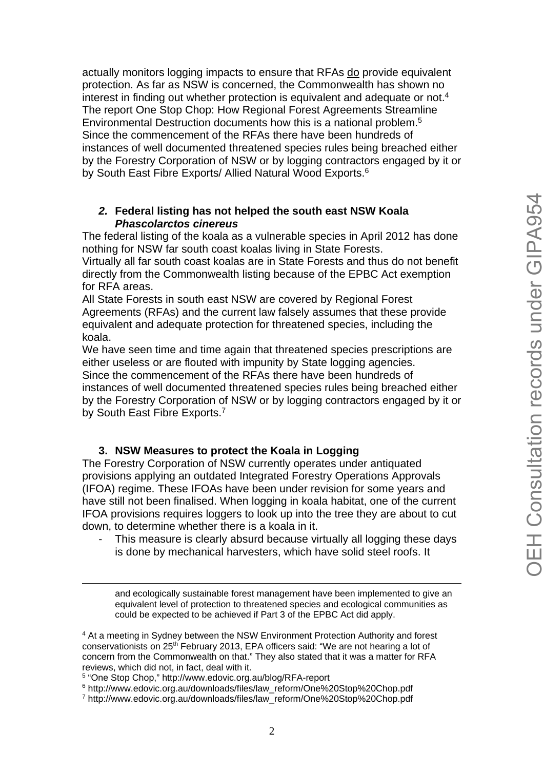actually monitors logging impacts to ensure that RFAs do provide equivalent protection. As far as NSW is concerned, the Commonwealth has shown no interest in finding out whether protection is equivalent and adequate or not.[4]
The report One Stop Chop: How Regional Forest Agreements Streamline Environmental Destruction documents how this is a national problem.[5]
Since the commencement of the RFAs there have been hundreds of instances of well documented threatened species rules being breached either by the Forestry Corporation of NSW or by logging contractors engaged by it or by South East Fibre Exports/ Allied Natural Wood Exports.[6]

### 2. Federal listing has not helped the south east NSW Koala *Phascolarctos cinereus*

The federal listing of the koala as a vulnerable species in April 2012 has done nothing for NSW far south coast koalas living in State Forests.
Virtually all far south coast koalas are in State Forests and thus do not benefit directly from the Commonwealth listing because of the EPBC Act exemption for RFA areas.
All State Forests in south east NSW are covered by Regional Forest Agreements (RFAs) and the current law falsely assumes that these provide equivalent and adequate protection for threatened species, including the koala.
We have seen time and time again that threatened species prescriptions are either useless or are flouted with impunity by State logging agencies.
Since the commencement of the RFAs there have been hundreds of instances of well documented threatened species rules being breached either by the Forestry Corporation of NSW or by logging contractors engaged by it or by South East Fibre Exports.[7]

### 3. NSW Measures to protect the Koala in Logging

The Forestry Corporation of NSW currently operates under antiquated provisions applying an outdated Integrated Forestry Operations Approvals (IFOA) regime. These IFOAs have been under revision for some years and have still not been finalised. When logging in koala habitat, one of the current IFOA provisions requires loggers to look up into the tree they are about to cut down, to determine whether there is a koala in it.

- This measure is clearly absurd because virtually all logging these days is done by mechanical harvesters, which have solid steel roofs. It

---

and ecologically sustainable forest management have been implemented to give an equivalent level of protection to threatened species and ecological communities as could be expected to be achieved if Part 3 of the EPBC Act did apply.

[4] At a meeting in Sydney between the NSW Environment Protection Authority and forest conservationists on 25th February 2013, EPA officers said: "We are not hearing a lot of concern from the Commonwealth on that." They also stated that it was a matter for RFA reviews, which did not, in fact, deal with it.
[5] "One Stop Chop," http://www.edovic.org.au/blog/RFA-report
[6] http://www.edovic.org.au/downloads/files/law_reform/One%20Stop%20Chop.pdf
[7] http://www.edovic.org.au/downloads/files/law_reform/One%20Stop%20Chop.pdf

OEH Consultation records under GIPA954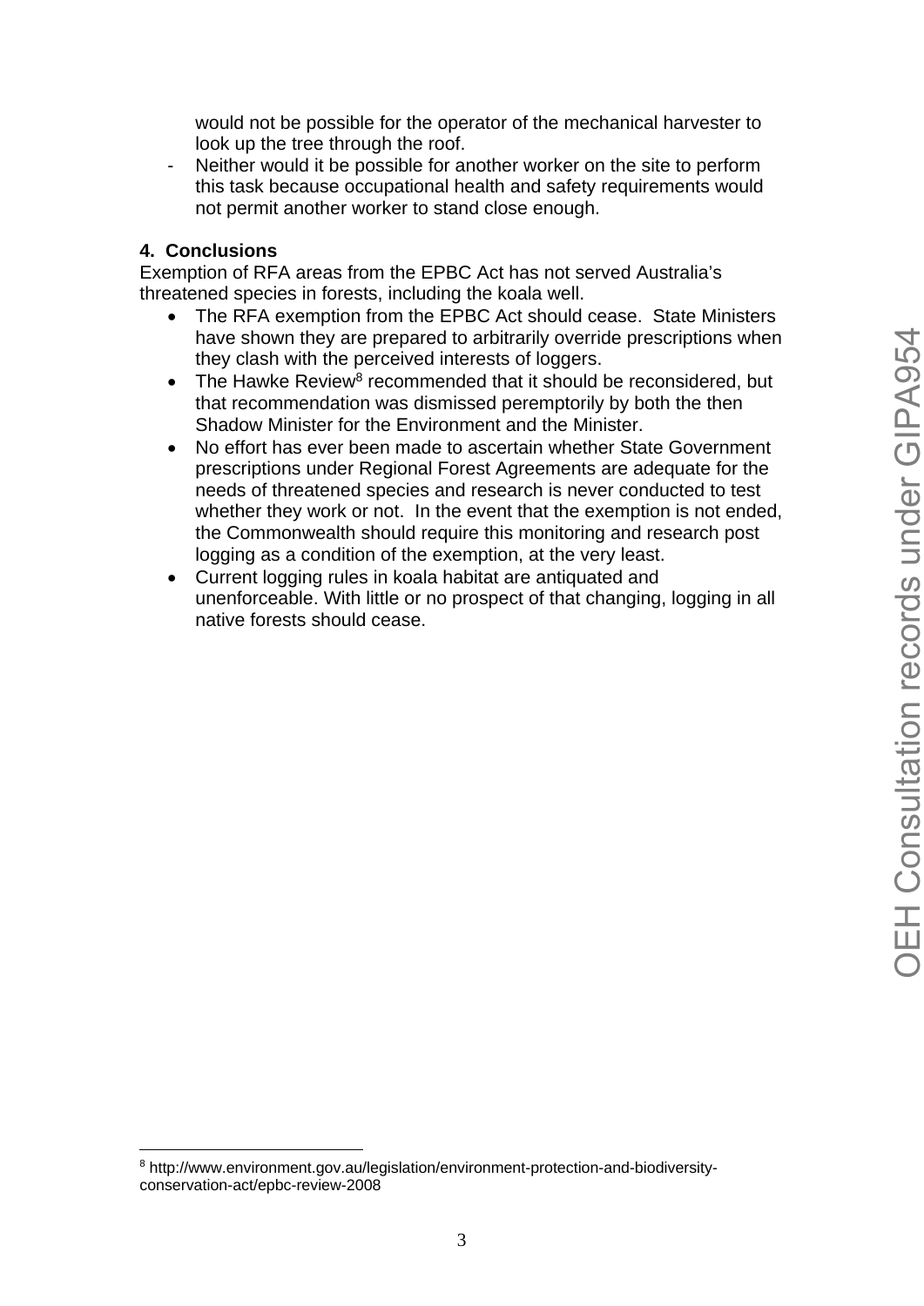would not be possible for the operator of the mechanical harvester to look up the tree through the roof.

- Neither would it be possible for another worker on the site to perform this task because occupational health and safety requirements would not permit another worker to stand close enough.

**4. Conclusions**

Exemption of RFA areas from the EPBC Act has not served Australia's threatened species in forests, including the koala well.

- The RFA exemption from the EPBC Act should cease. State Ministers have shown they are prepared to arbitrarily override prescriptions when they clash with the perceived interests of loggers.
- The Hawke Review[8] recommended that it should be reconsidered, but that recommendation was dismissed peremptorily by both the then Shadow Minister for the Environment and the Minister.
- No effort has ever been made to ascertain whether State Government prescriptions under Regional Forest Agreements are adequate for the needs of threatened species and research is never conducted to test whether they work or not. In the event that the exemption is not ended, the Commonwealth should require this monitoring and research post logging as a condition of the exemption, at the very least.
- Current logging rules in koala habitat are antiquated and unenforceable. With little or no prospect of that changing, logging in all native forests should cease.

[8] http://www.environment.gov.au/legislation/environment-protection-and-biodiversity-conservation-act/epbc-review-2008

OEH Consultation records under GIPA954